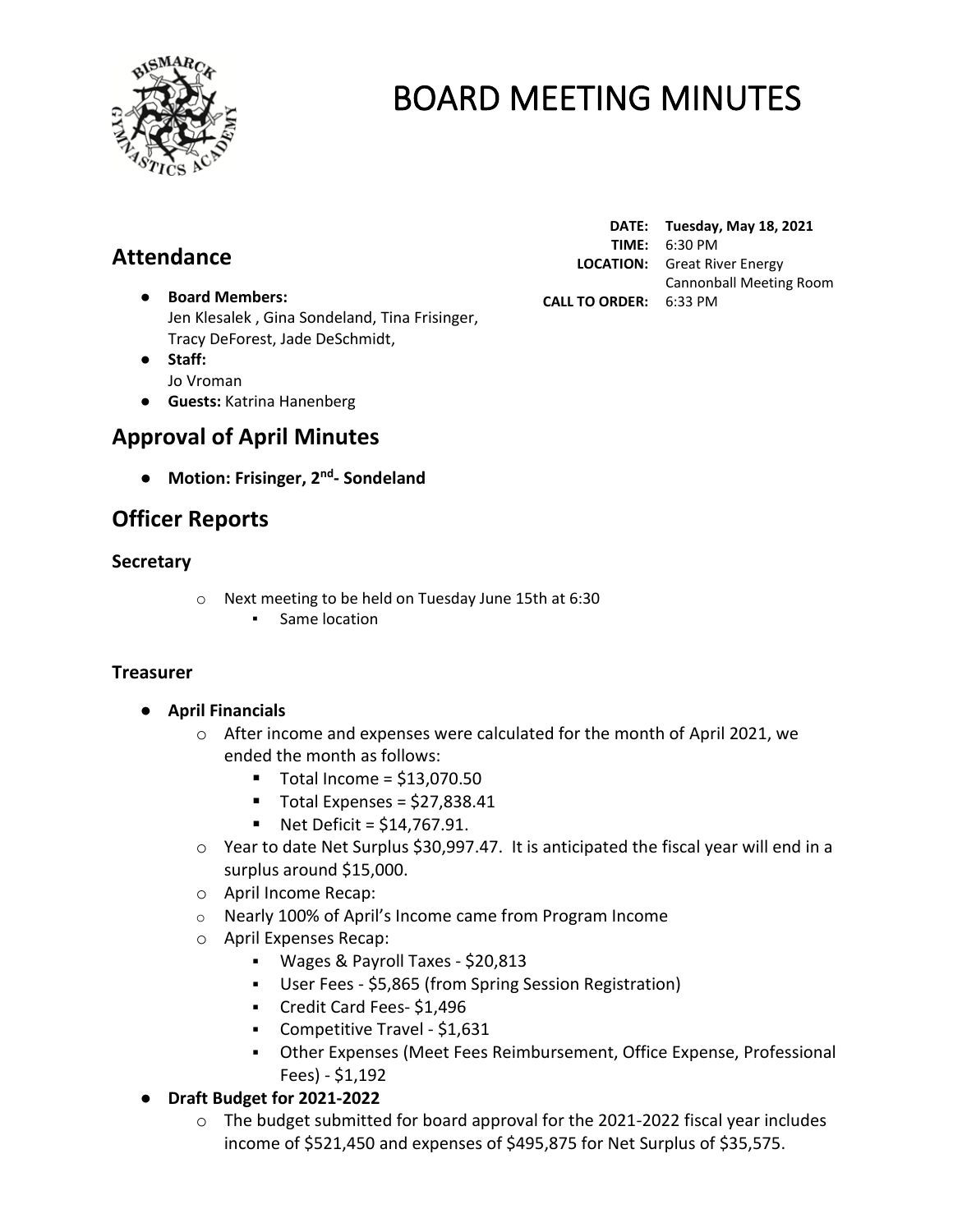# BOARD MEETING MINUTES

**DATE:** **Tuesday, May 18, 2021**
**TIME:** 6:30 PM
**LOCATION:** Great River Energy Cannonball Meeting Room
**CALL TO ORDER:** 6:33 PM

## Attendance

- **Board Members:**
  Jen Klesalek , Gina Sondeland, Tina Frisinger, Tracy DeForest, Jade DeSchmidt,
- **Staff:**
  Jo Vroman
- **Guests:** Katrina Hanenberg

## Approval of April Minutes

- **Motion: Frisinger, 2nd- Sondeland**

## Officer Reports

### Secretary

- Next meeting to be held on Tuesday June 15th at 6:30
  - Same location

### Treasurer

- **April Financials**
  - After income and expenses were calculated for the month of April 2021, we ended the month as follows:
    - Total Income = $13,070.50
    - Total Expenses = $27,838.41
    - Net Deficit = $14,767.91.
  - Year to date Net Surplus $30,997.47. It is anticipated the fiscal year will end in a surplus around $15,000.
  - April Income Recap:
  - Nearly 100% of April's Income came from Program Income
  - April Expenses Recap:
    - Wages & Payroll Taxes - $20,813
    - User Fees - $5,865 (from Spring Session Registration)
    - Credit Card Fees- $1,496
    - Competitive Travel - $1,631
    - Other Expenses (Meet Fees Reimbursement, Office Expense, Professional Fees) - $1,192
- **Draft Budget for 2021-2022**
  - The budget submitted for board approval for the 2021-2022 fiscal year includes income of $521,450 and expenses of $495,875 for Net Surplus of $35,575.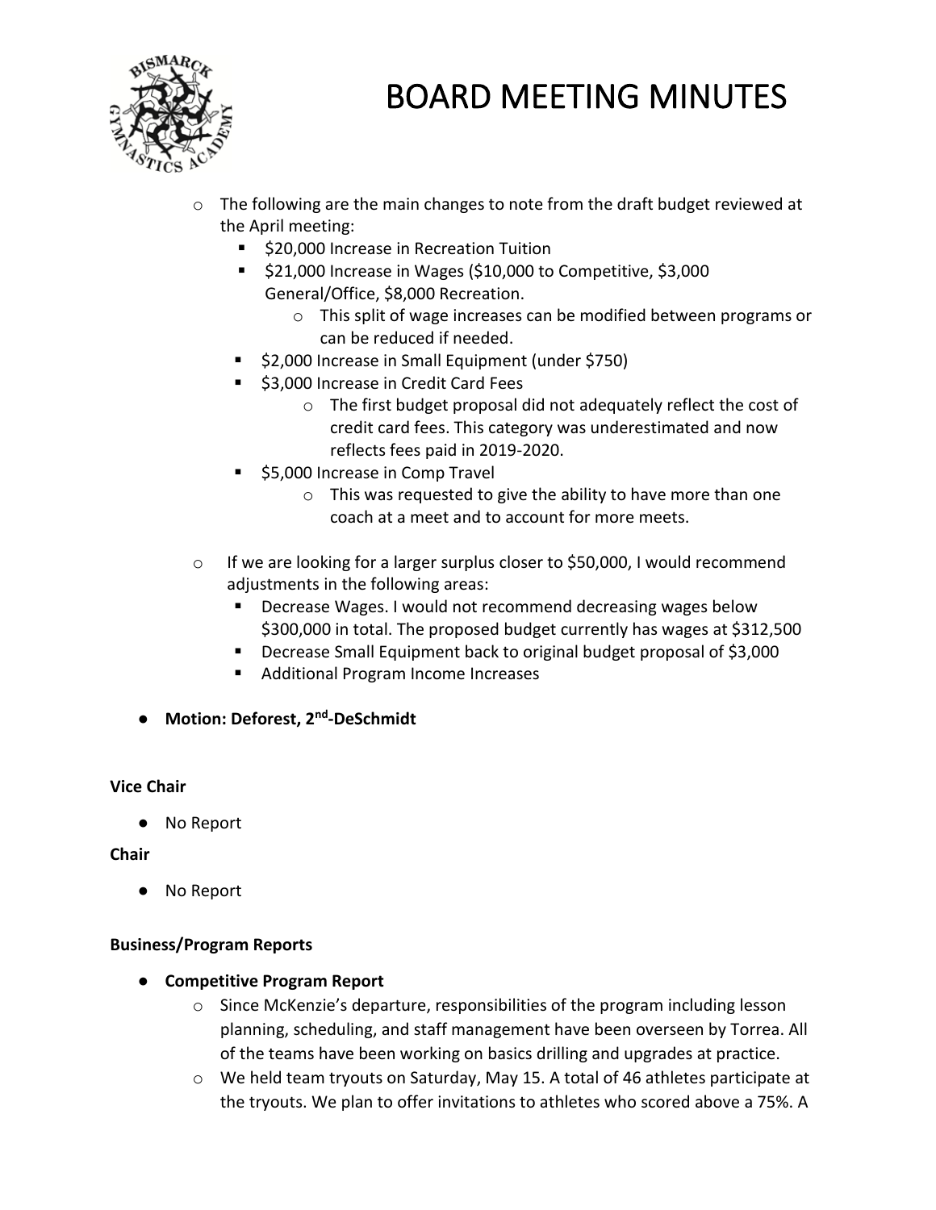# BOARD MEETING MINUTES

- The following are the main changes to note from the draft budget reviewed at the April meeting:
  - $20,000 Increase in Recreation Tuition
  - $21,000 Increase in Wages ($10,000 to Competitive, $3,000 General/Office, $8,000 Recreation.
    - This split of wage increases can be modified between programs or can be reduced if needed.
  - $2,000 Increase in Small Equipment (under $750)
  - $3,000 Increase in Credit Card Fees
    - The first budget proposal did not adequately reflect the cost of credit card fees. This category was underestimated and now reflects fees paid in 2019-2020.
  - $5,000 Increase in Comp Travel
    - This was requested to give the ability to have more than one coach at a meet and to account for more meets.
- If we are looking for a larger surplus closer to $50,000, I would recommend adjustments in the following areas:
  - Decrease Wages. I would not recommend decreasing wages below $300,000 in total. The proposed budget currently has wages at $312,500
  - Decrease Small Equipment back to original budget proposal of $3,000
  - Additional Program Income Increases

- **Motion: Deforest, 2nd-DeSchmidt**

**Vice Chair**

- No Report

**Chair**

- No Report

**Business/Program Reports**

- **Competitive Program Report**
  - Since McKenzie's departure, responsibilities of the program including lesson planning, scheduling, and staff management have been overseen by Torrea. All of the teams have been working on basics drilling and upgrades at practice.
  - We held team tryouts on Saturday, May 15. A total of 46 athletes participate at the tryouts. We plan to offer invitations to athletes who scored above a 75%. A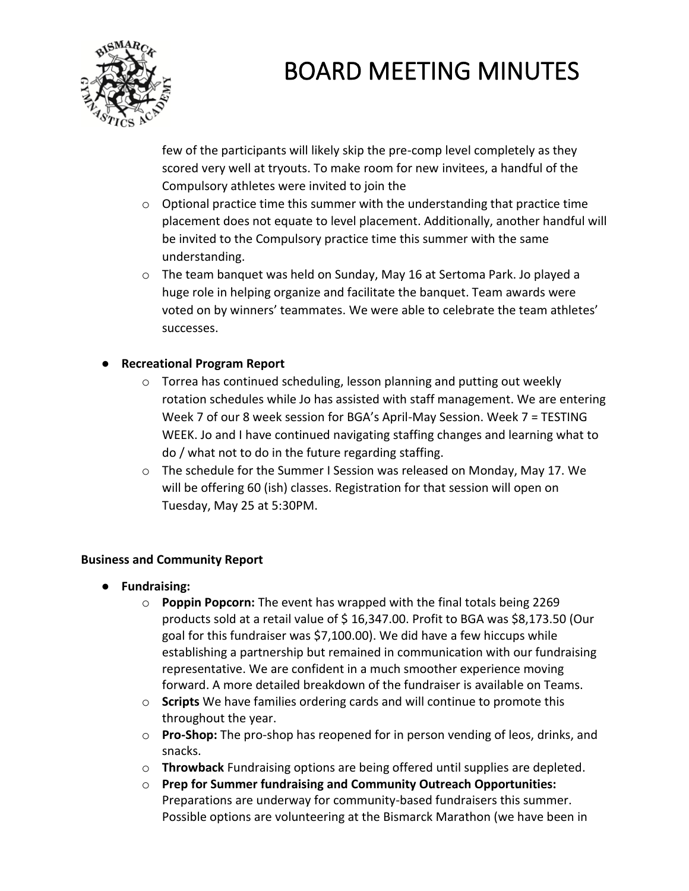few of the participants will likely skip the pre-comp level completely as they scored very well at tryouts. To make room for new invitees, a handful of the Compulsory athletes were invited to join the

  - Optional practice time this summer with the understanding that practice time placement does not equate to level placement. Additionally, another handful will be invited to the Compulsory practice time this summer with the same understanding.
  - The team banquet was held on Sunday, May 16 at Sertoma Park. Jo played a huge role in helping organize and facilitate the banquet. Team awards were voted on by winners' teammates. We were able to celebrate the team athletes' successes.

- **Recreational Program Report**
  - Torrea has continued scheduling, lesson planning and putting out weekly rotation schedules while Jo has assisted with staff management. We are entering Week 7 of our 8 week session for BGA's April-May Session. Week 7 = TESTING WEEK. Jo and I have continued navigating staffing changes and learning what to do / what not to do in the future regarding staffing.
  - The schedule for the Summer I Session was released on Monday, May 17. We will be offering 60 (ish) classes. Registration for that session will open on Tuesday, May 25 at 5:30PM.

**Business and Community Report**

- **Fundraising:**
  - **Poppin Popcorn:** The event has wrapped with the final totals being 2269 products sold at a retail value of $ 16,347.00. Profit to BGA was $8,173.50 (Our goal for this fundraiser was $7,100.00). We did have a few hiccups while establishing a partnership but remained in communication with our fundraising representative. We are confident in a much smoother experience moving forward. A more detailed breakdown of the fundraiser is available on Teams.
  - **Scripts** We have families ordering cards and will continue to promote this throughout the year.
  - **Pro-Shop:** The pro-shop has reopened for in person vending of leos, drinks, and snacks.
  - **Throwback** Fundraising options are being offered until supplies are depleted.
  - **Prep for Summer fundraising and Community Outreach Opportunities:** Preparations are underway for community-based fundraisers this summer. Possible options are volunteering at the Bismarck Marathon (we have been in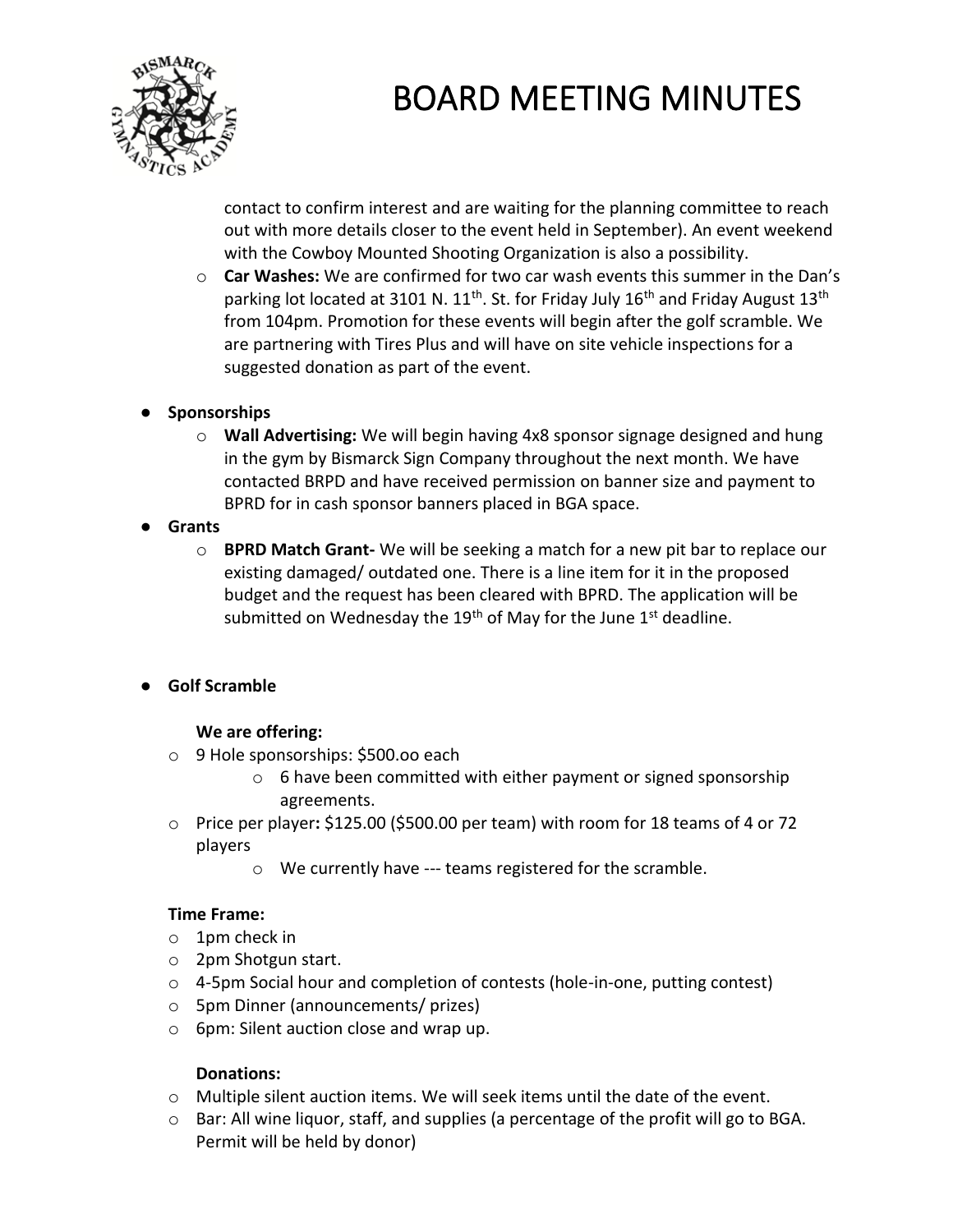contact to confirm interest and are waiting for the planning committee to reach out with more details closer to the event held in September). An event weekend with the Cowboy Mounted Shooting Organization is also a possibility.

- **Car Washes:** We are confirmed for two car wash events this summer in the Dan's parking lot located at 3101 N. 11th. St. for Friday July 16th and Friday August 13th from 104pm. Promotion for these events will begin after the golf scramble. We are partnering with Tires Plus and will have on site vehicle inspections for a suggested donation as part of the event.

- **Sponsorships**
  - **Wall Advertising:** We will begin having 4x8 sponsor signage designed and hung in the gym by Bismarck Sign Company throughout the next month. We have contacted BRPD and have received permission on banner size and payment to BPRD for in cash sponsor banners placed in BGA space.
- **Grants**
  - **BPRD Match Grant-** We will be seeking a match for a new pit bar to replace our existing damaged/ outdated one. There is a line item for it in the proposed budget and the request has been cleared with BPRD. The application will be submitted on Wednesday the 19th of May for the June 1st deadline.

- **Golf Scramble**

**We are offering:**

- 9 Hole sponsorships: $500.oo each
  - 6 have been committed with either payment or signed sponsorship agreements.
- Price per player**:** $125.00 ($500.00 per team) with room for 18 teams of 4 or 72 players
  - We currently have --- teams registered for the scramble.

**Time Frame:**

- 1pm check in
- 2pm Shotgun start.
- 4-5pm Social hour and completion of contests (hole-in-one, putting contest)
- 5pm Dinner (announcements/ prizes)
- 6pm: Silent auction close and wrap up.

**Donations:**

- Multiple silent auction items. We will seek items until the date of the event.
- Bar: All wine liquor, staff, and supplies (a percentage of the profit will go to BGA. Permit will be held by donor)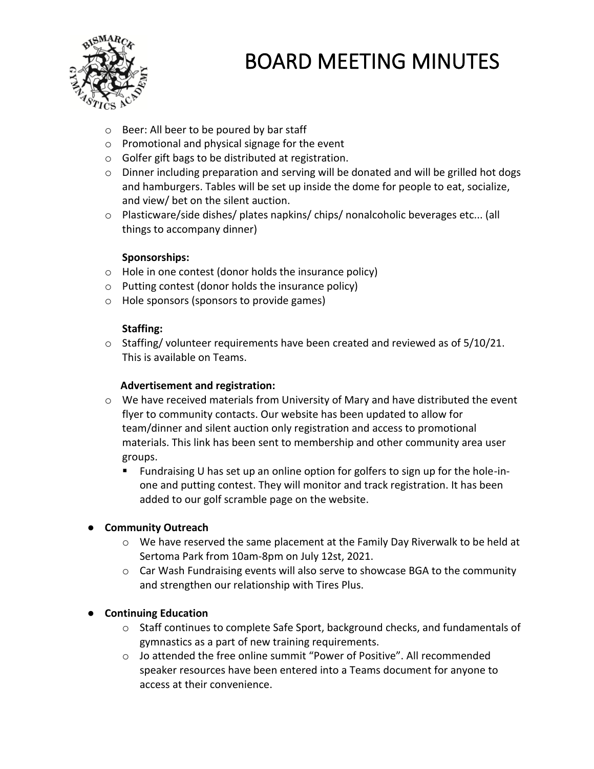- Beer: All beer to be poured by bar staff
- Promotional and physical signage for the event
- Golfer gift bags to be distributed at registration.
- Dinner including preparation and serving will be donated and will be grilled hot dogs and hamburgers. Tables will be set up inside the dome for people to eat, socialize, and view/ bet on the silent auction.
- Plasticware/side dishes/ plates napkins/ chips/ nonalcoholic beverages etc... (all things to accompany dinner)

**Sponsorships:**

- Hole in one contest (donor holds the insurance policy)
- Putting contest (donor holds the insurance policy)
- Hole sponsors (sponsors to provide games)

**Staffing:**

- Staffing/ volunteer requirements have been created and reviewed as of 5/10/21. This is available on Teams.

**Advertisement and registration:**

- We have received materials from University of Mary and have distributed the event flyer to community contacts. Our website has been updated to allow for team/dinner and silent auction only registration and access to promotional materials. This link has been sent to membership and other community area user groups.
  - Fundraising U has set up an online option for golfers to sign up for the hole-in-one and putting contest. They will monitor and track registration. It has been added to our golf scramble page on the website.

- **Community Outreach**
  - We have reserved the same placement at the Family Day Riverwalk to be held at Sertoma Park from 10am-8pm on July 12st, 2021.
  - Car Wash Fundraising events will also serve to showcase BGA to the community and strengthen our relationship with Tires Plus.

- **Continuing Education**
  - Staff continues to complete Safe Sport, background checks, and fundamentals of gymnastics as a part of new training requirements.
  - Jo attended the free online summit "Power of Positive". All recommended speaker resources have been entered into a Teams document for anyone to access at their convenience.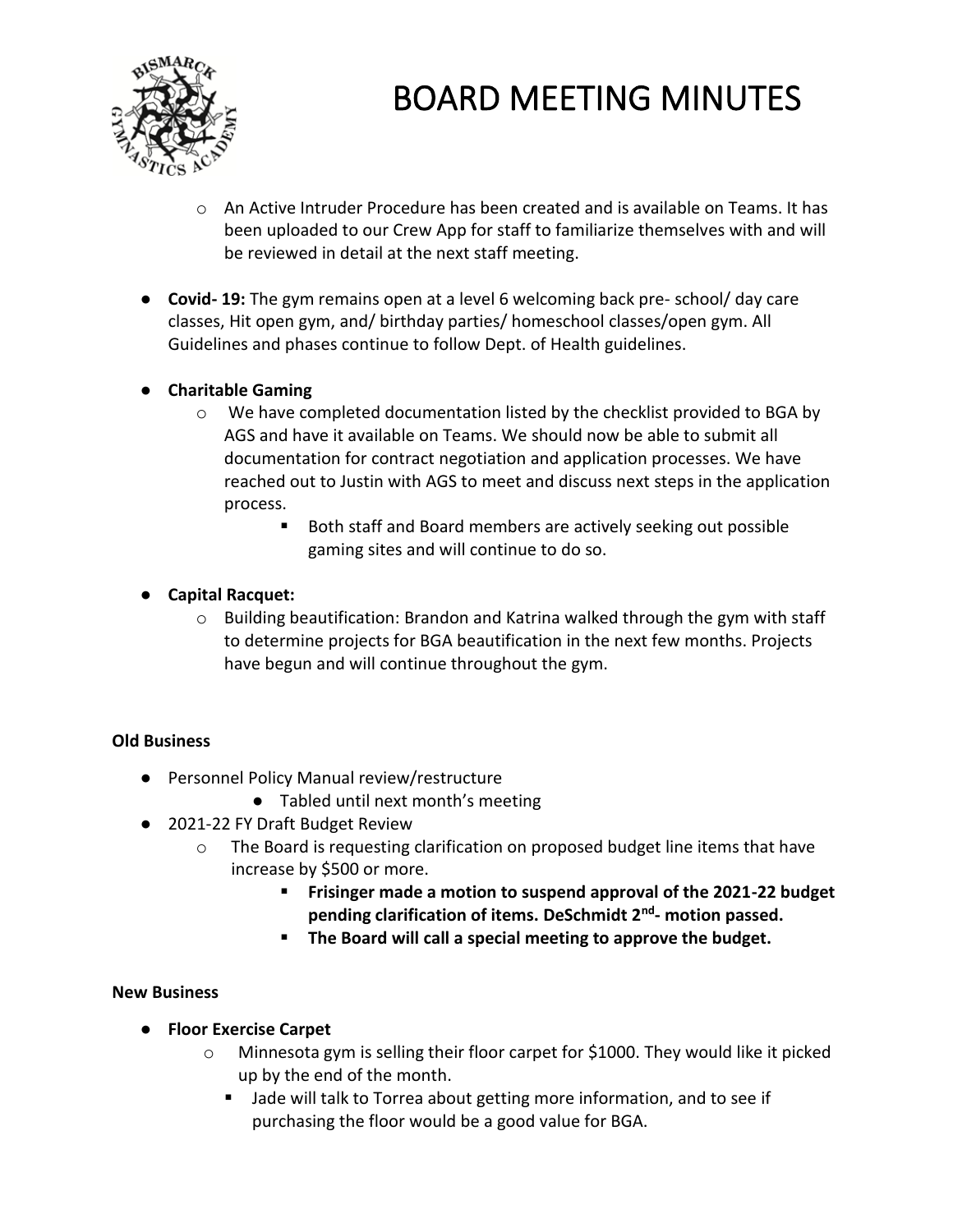- An Active Intruder Procedure has been created and is available on Teams. It has been uploaded to our Crew App for staff to familiarize themselves with and will be reviewed in detail at the next staff meeting.

- **Covid- 19:** The gym remains open at a level 6 welcoming back pre- school/ day care classes, Hit open gym, and/ birthday parties/ homeschool classes/open gym. All Guidelines and phases continue to follow Dept. of Health guidelines.

- **Charitable Gaming**
  - We have completed documentation listed by the checklist provided to BGA by AGS and have it available on Teams. We should now be able to submit all documentation for contract negotiation and application processes. We have reached out to Justin with AGS to meet and discuss next steps in the application process.
    - Both staff and Board members are actively seeking out possible gaming sites and will continue to do so.

- **Capital Racquet:**
  - Building beautification: Brandon and Katrina walked through the gym with staff to determine projects for BGA beautification in the next few months. Projects have begun and will continue throughout the gym.

**Old Business**

- Personnel Policy Manual review/restructure
  - Tabled until next month's meeting
- 2021-22 FY Draft Budget Review
  - The Board is requesting clarification on proposed budget line items that have increase by $500 or more.
    - **Frisinger made a motion to suspend approval of the 2021-22 budget pending clarification of items. DeSchmidt 2nd- motion passed.**
    - **The Board will call a special meeting to approve the budget.**

**New Business**

- **Floor Exercise Carpet**
  - Minnesota gym is selling their floor carpet for $1000. They would like it picked up by the end of the month.
    - Jade will talk to Torrea about getting more information, and to see if purchasing the floor would be a good value for BGA.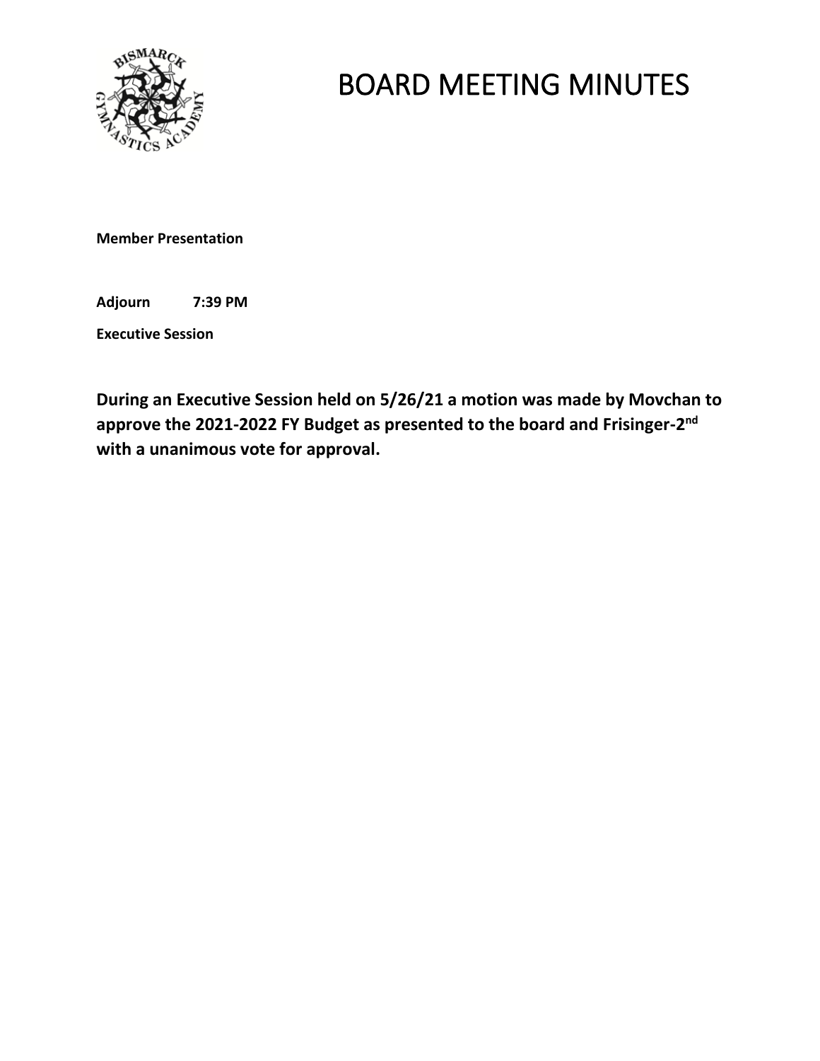# BOARD MEETING MINUTES

**Member Presentation**

**Adjourn 7:39 PM**

**Executive Session**

**During an Executive Session held on 5/26/21 a motion was made by Movchan to approve the 2021-2022 FY Budget as presented to the board and Frisinger-2nd with a unanimous vote for approval.**